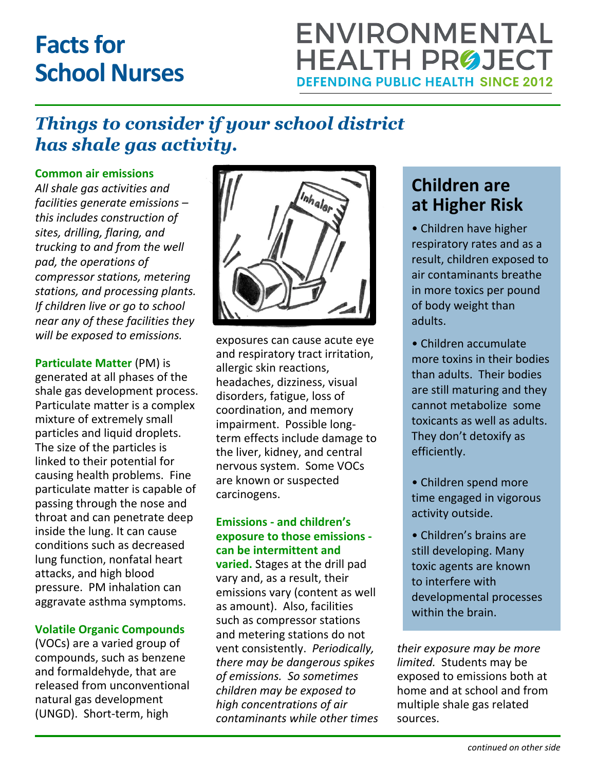# Facts for School Nurses

ENVIRONMENTAL HEALTH PROJECT
DEFENDING PUBLIC HEALTH SINCE 2012

## *Things to consider if your school district has shale gas activity.*

**Common air emissions**

*All shale gas activities and facilities generate emissions – this includes construction of sites, drilling, flaring, and trucking to and from the well pad, the operations of compressor stations, metering stations, and processing plants. If children live or go to school near any of these facilities they will be exposed to emissions.*

**Particulate Matter** (PM) is generated at all phases of the shale gas development process. Particulate matter is a complex mixture of extremely small particles and liquid droplets. The size of the particles is linked to their potential for causing health problems. Fine particulate matter is capable of passing through the nose and throat and can penetrate deep inside the lung. It can cause conditions such as decreased lung function, nonfatal heart attacks, and high blood pressure. PM inhalation can aggravate asthma symptoms.

**Volatile Organic Compounds** (VOCs) are a varied group of compounds, such as benzene and formaldehyde, that are released from unconventional natural gas development (UNGD). Short-term, high exposures can cause acute eye and respiratory tract irritation, allergic skin reactions, headaches, dizziness, visual disorders, fatigue, loss of coordination, and memory impairment. Possible long-term effects include damage to the liver, kidney, and central nervous system. Some VOCs are known or suspected carcinogens.

**Emissions - and children's exposure to those emissions - can be intermittent and varied.** Stages at the drill pad vary and, as a result, their emissions vary (content as well as amount). Also, facilities such as compressor stations and metering stations do not vent consistently. *Periodically, there may be dangerous spikes of emissions. So sometimes children may be exposed to high concentrations of air contaminants while other times their exposure may be more limited.* Students may be exposed to emissions both at home and at school and from multiple shale gas related sources.

## Children are at Higher Risk

- Children have higher respiratory rates and as a result, children exposed to air contaminants breathe in more toxics per pound of body weight than adults.
- Children accumulate more toxins in their bodies than adults. Their bodies are still maturing and they cannot metabolize some toxicants as well as adults. They don't detoxify as efficiently.
- Children spend more time engaged in vigorous activity outside.
- Children's brains are still developing. Many toxic agents are known to interfere with developmental processes within the brain.

*continued on other side*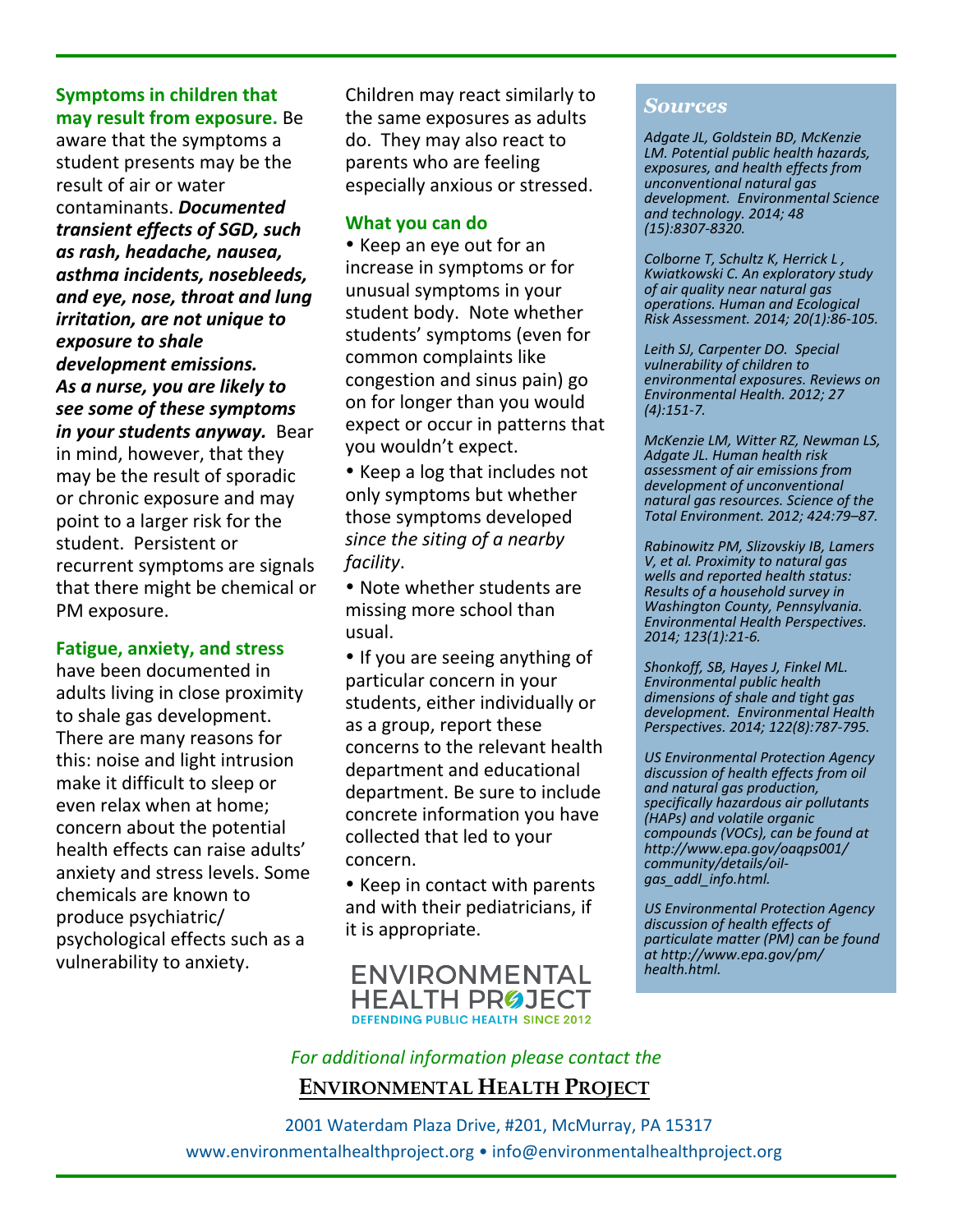**Symptoms in children that may result from exposure.** Be aware that the symptoms a student presents may be the result of air or water contaminants. ***Documented transient effects of SGD, such as rash, headache, nausea, asthma incidents, nosebleeds, and eye, nose, throat and lung irritation, are not unique to exposure to shale development emissions. As a nurse, you are likely to see some of these symptoms in your students anyway.*** Bear in mind, however, that they may be the result of sporadic or chronic exposure and may point to a larger risk for the student. Persistent or recurrent symptoms are signals that there might be chemical or PM exposure.

**Fatigue, anxiety, and stress** have been documented in adults living in close proximity to shale gas development. There are many reasons for this: noise and light intrusion make it difficult to sleep or even relax when at home; concern about the potential health effects can raise adults' anxiety and stress levels. Some chemicals are known to produce psychiatric/ psychological effects such as a vulnerability to anxiety.

Children may react similarly to the same exposures as adults do. They may also react to parents who are feeling especially anxious or stressed.

**What you can do**

- Keep an eye out for an increase in symptoms or for unusual symptoms in your student body. Note whether students' symptoms (even for common complaints like congestion and sinus pain) go on for longer than you would expect or occur in patterns that you wouldn't expect.
- Keep a log that includes not only symptoms but whether those symptoms developed *since the siting of a nearby facility*.
- Note whether students are missing more school than usual.
- If you are seeing anything of particular concern in your students, either individually or as a group, report these concerns to the relevant health department and educational department. Be sure to include concrete information you have collected that led to your concern.
- Keep in contact with parents and with their pediatricians, if it is appropriate.

ENVIRONMENTAL HEALTH PROJECT
DEFENDING PUBLIC HEALTH SINCE 2012

## *Sources*

*Adgate JL, Goldstein BD, McKenzie LM. Potential public health hazards, exposures, and health effects from unconventional natural gas development. Environmental Science and technology. 2014; 48 (15):8307-8320.*

*Colborne T, Schultz K, Herrick L , Kwiatkowski C. An exploratory study of air quality near natural gas operations. Human and Ecological Risk Assessment. 2014; 20(1):86-105.*

*Leith SJ, Carpenter DO. Special vulnerability of children to environmental exposures. Reviews on Environmental Health. 2012; 27 (4):151-7.*

*McKenzie LM, Witter RZ, Newman LS, Adgate JL. Human health risk assessment of air emissions from development of unconventional natural gas resources. Science of the Total Environment. 2012; 424:79–87.*

*Rabinowitz PM, Slizovskiy IB, Lamers V, et al. Proximity to natural gas wells and reported health status: Results of a household survey in Washington County, Pennsylvania. Environmental Health Perspectives. 2014; 123(1):21-6.*

*Shonkoff, SB, Hayes J, Finkel ML. Environmental public health dimensions of shale and tight gas development. Environmental Health Perspectives. 2014; 122(8):787-795.*

*US Environmental Protection Agency discussion of health effects from oil and natural gas production, specifically hazardous air pollutants (HAPs) and volatile organic compounds (VOCs), can be found at http://www.epa.gov/oaqps001/community/details/oil-gas_addl_info.html.*

*US Environmental Protection Agency discussion of health effects of particulate matter (PM) can be found at http://www.epa.gov/pm/health.html.*

*For additional information please contact the*

**ENVIRONMENTAL HEALTH PROJECT**

2001 Waterdam Plaza Drive, #201, McMurray, PA 15317
www.environmentalhealthproject.org • info@environmentalhealthproject.org